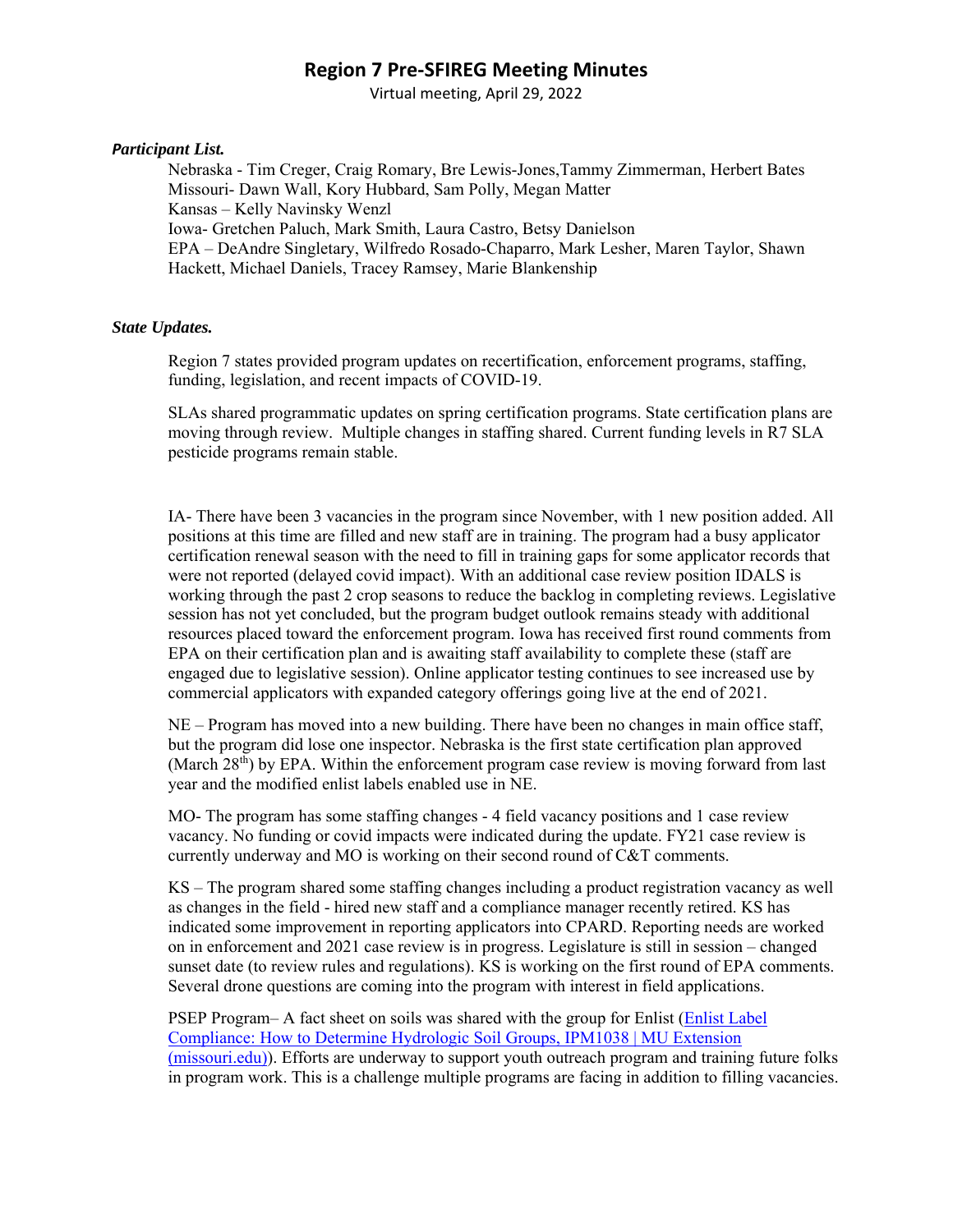# Region 7 Pre-SFIREG Meeting Minutes

Virtual meeting, April 29, 2022

***Participant List.***

Nebraska - Tim Creger, Craig Romary, Bre Lewis-Jones,Tammy Zimmerman, Herbert Bates
Missouri- Dawn Wall, Kory Hubbard, Sam Polly, Megan Matter
Kansas – Kelly Navinsky Wenzl
Iowa- Gretchen Paluch, Mark Smith, Laura Castro, Betsy Danielson
EPA – DeAndre Singletary, Wilfredo Rosado-Chaparro, Mark Lesher, Maren Taylor, Shawn Hackett, Michael Daniels, Tracey Ramsey, Marie Blankenship

***State Updates.***

Region 7 states provided program updates on recertification, enforcement programs, staffing, funding, legislation, and recent impacts of COVID-19.

SLAs shared programmatic updates on spring certification programs. State certification plans are moving through review. Multiple changes in staffing shared. Current funding levels in R7 SLA pesticide programs remain stable.

IA- There have been 3 vacancies in the program since November, with 1 new position added. All positions at this time are filled and new staff are in training. The program had a busy applicator certification renewal season with the need to fill in training gaps for some applicator records that were not reported (delayed covid impact). With an additional case review position IDALS is working through the past 2 crop seasons to reduce the backlog in completing reviews. Legislative session has not yet concluded, but the program budget outlook remains steady with additional resources placed toward the enforcement program. Iowa has received first round comments from EPA on their certification plan and is awaiting staff availability to complete these (staff are engaged due to legislative session). Online applicator testing continues to see increased use by commercial applicators with expanded category offerings going live at the end of 2021.

NE – Program has moved into a new building. There have been no changes in main office staff, but the program did lose one inspector. Nebraska is the first state certification plan approved (March 28th) by EPA. Within the enforcement program case review is moving forward from last year and the modified enlist labels enabled use in NE.

MO- The program has some staffing changes - 4 field vacancy positions and 1 case review vacancy. No funding or covid impacts were indicated during the update. FY21 case review is currently underway and MO is working on their second round of C&T comments.

KS – The program shared some staffing changes including a product registration vacancy as well as changes in the field - hired new staff and a compliance manager recently retired. KS has indicated some improvement in reporting applicators into CPARD. Reporting needs are worked on in enforcement and 2021 case review is in progress. Legislature is still in session – changed sunset date (to review rules and regulations). KS is working on the first round of EPA comments. Several drone questions are coming into the program with interest in field applications.

PSEP Program– A fact sheet on soils was shared with the group for Enlist (Enlist Label Compliance: How to Determine Hydrologic Soil Groups, IPM1038 | MU Extension (missouri.edu)). Efforts are underway to support youth outreach program and training future folks in program work. This is a challenge multiple programs are facing in addition to filling vacancies.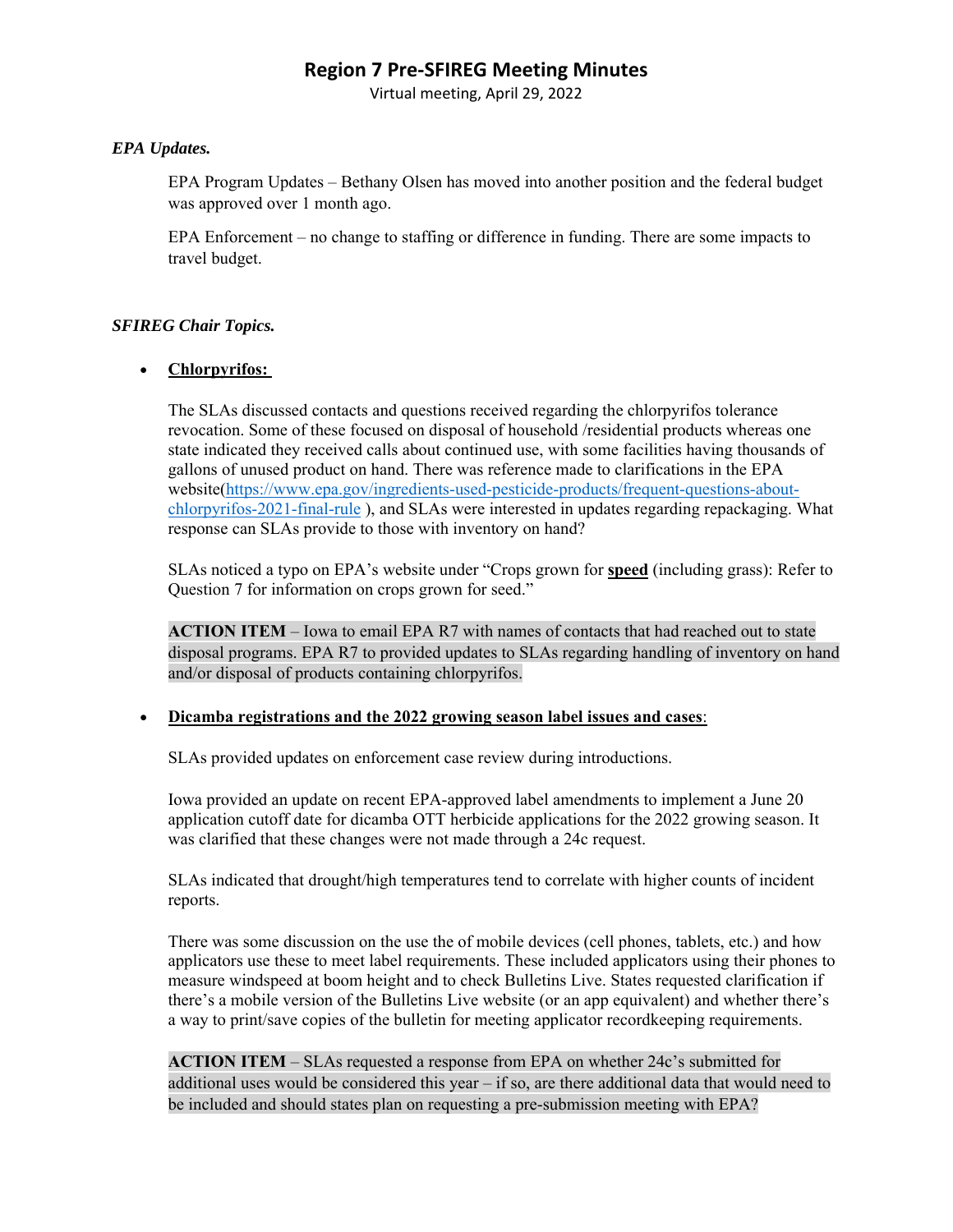# Region 7 Pre-SFIREG Meeting Minutes

Virtual meeting, April 29, 2022

***EPA Updates.***

EPA Program Updates – Bethany Olsen has moved into another position and the federal budget was approved over 1 month ago.

EPA Enforcement – no change to staffing or difference in funding. There are some impacts to travel budget.

***SFIREG Chair Topics.***

- **Chlorpyrifos:**

  The SLAs discussed contacts and questions received regarding the chlorpyrifos tolerance revocation. Some of these focused on disposal of household /residential products whereas one state indicated they received calls about continued use, with some facilities having thousands of gallons of unused product on hand. There was reference made to clarifications in the EPA website([https://www.epa.gov/ingredients-used-pesticide-products/frequent-questions-about-chlorpyrifos-2021-final-rule](https://www.epa.gov/ingredients-used-pesticide-products/frequent-questions-about-chlorpyrifos-2021-final-rule) ), and SLAs were interested in updates regarding repackaging. What response can SLAs provide to those with inventory on hand?

  SLAs noticed a typo on EPA's website under "Crops grown for **speed** (including grass): Refer to Question 7 for information on crops grown for seed."

  **ACTION ITEM** – Iowa to email EPA R7 with names of contacts that had reached out to state disposal programs. EPA R7 to provided updates to SLAs regarding handling of inventory on hand and/or disposal of products containing chlorpyrifos.

- **Dicamba registrations and the 2022 growing season label issues and cases**:

  SLAs provided updates on enforcement case review during introductions.

  Iowa provided an update on recent EPA-approved label amendments to implement a June 20 application cutoff date for dicamba OTT herbicide applications for the 2022 growing season. It was clarified that these changes were not made through a 24c request.

  SLAs indicated that drought/high temperatures tend to correlate with higher counts of incident reports.

  There was some discussion on the use the of mobile devices (cell phones, tablets, etc.) and how applicators use these to meet label requirements. These included applicators using their phones to measure windspeed at boom height and to check Bulletins Live. States requested clarification if there's a mobile version of the Bulletins Live website (or an app equivalent) and whether there's a way to print/save copies of the bulletin for meeting applicator recordkeeping requirements.

  **ACTION ITEM** – SLAs requested a response from EPA on whether 24c's submitted for additional uses would be considered this year – if so, are there additional data that would need to be included and should states plan on requesting a pre-submission meeting with EPA?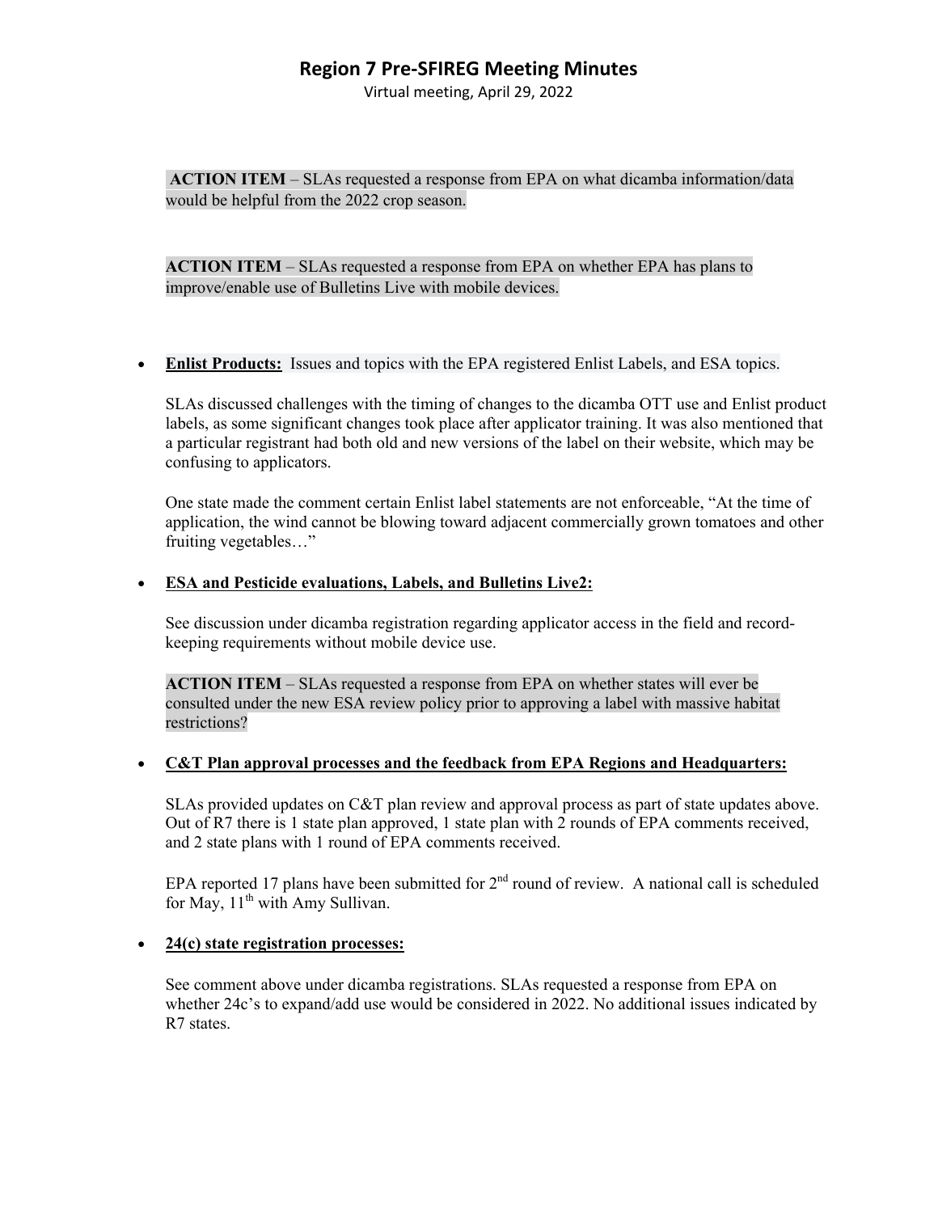**ACTION ITEM** – SLAs requested a response from EPA on what dicamba information/data would be helpful from the 2022 crop season.

**ACTION ITEM** – SLAs requested a response from EPA on whether EPA has plans to improve/enable use of Bulletins Live with mobile devices.

- **Enlist Products:** Issues and topics with the EPA registered Enlist Labels, and ESA topics.

  SLAs discussed challenges with the timing of changes to the dicamba OTT use and Enlist product labels, as some significant changes took place after applicator training. It was also mentioned that a particular registrant had both old and new versions of the label on their website, which may be confusing to applicators.

  One state made the comment certain Enlist label statements are not enforceable, "At the time of application, the wind cannot be blowing toward adjacent commercially grown tomatoes and other fruiting vegetables…"

- **ESA and Pesticide evaluations, Labels, and Bulletins Live2:**

  See discussion under dicamba registration regarding applicator access in the field and record-keeping requirements without mobile device use.

  **ACTION ITEM** – SLAs requested a response from EPA on whether states will ever be consulted under the new ESA review policy prior to approving a label with massive habitat restrictions?

- **C&T Plan approval processes and the feedback from EPA Regions and Headquarters:**

  SLAs provided updates on C&T plan review and approval process as part of state updates above. Out of R7 there is 1 state plan approved, 1 state plan with 2 rounds of EPA comments received, and 2 state plans with 1 round of EPA comments received.

  EPA reported 17 plans have been submitted for 2nd round of review. A national call is scheduled for May, 11th with Amy Sullivan.

- **24(c) state registration processes:**

  See comment above under dicamba registrations. SLAs requested a response from EPA on whether 24c's to expand/add use would be considered in 2022. No additional issues indicated by R7 states.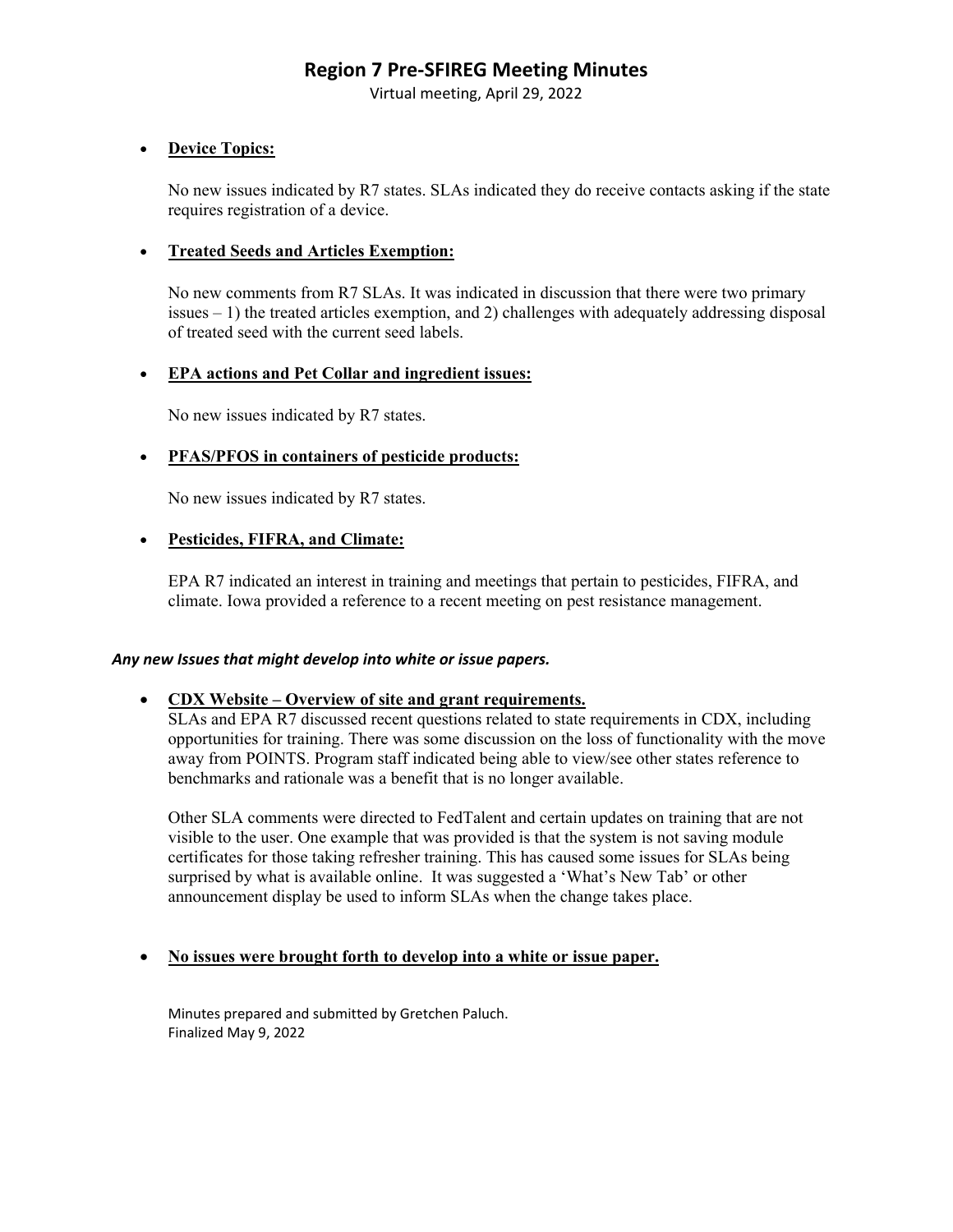- **Device Topics:**

  No new issues indicated by R7 states. SLAs indicated they do receive contacts asking if the state requires registration of a device.

- **Treated Seeds and Articles Exemption:**

  No new comments from R7 SLAs. It was indicated in discussion that there were two primary issues – 1) the treated articles exemption, and 2) challenges with adequately addressing disposal of treated seed with the current seed labels.

- **EPA actions and Pet Collar and ingredient issues:**

  No new issues indicated by R7 states.

- **PFAS/PFOS in containers of pesticide products:**

  No new issues indicated by R7 states.

- **Pesticides, FIFRA, and Climate:**

  EPA R7 indicated an interest in training and meetings that pertain to pesticides, FIFRA, and climate. Iowa provided a reference to a recent meeting on pest resistance management.

***Any new Issues that might develop into white or issue papers.***

- **CDX Website – Overview of site and grant requirements.**
  SLAs and EPA R7 discussed recent questions related to state requirements in CDX, including opportunities for training. There was some discussion on the loss of functionality with the move away from POINTS. Program staff indicated being able to view/see other states reference to benchmarks and rationale was a benefit that is no longer available.

  Other SLA comments were directed to FedTalent and certain updates on training that are not visible to the user. One example that was provided is that the system is not saving module certificates for those taking refresher training. This has caused some issues for SLAs being surprised by what is available online. It was suggested a 'What's New Tab' or other announcement display be used to inform SLAs when the change takes place.

- **No issues were brought forth to develop into a white or issue paper.**

Minutes prepared and submitted by Gretchen Paluch.
Finalized May 9, 2022